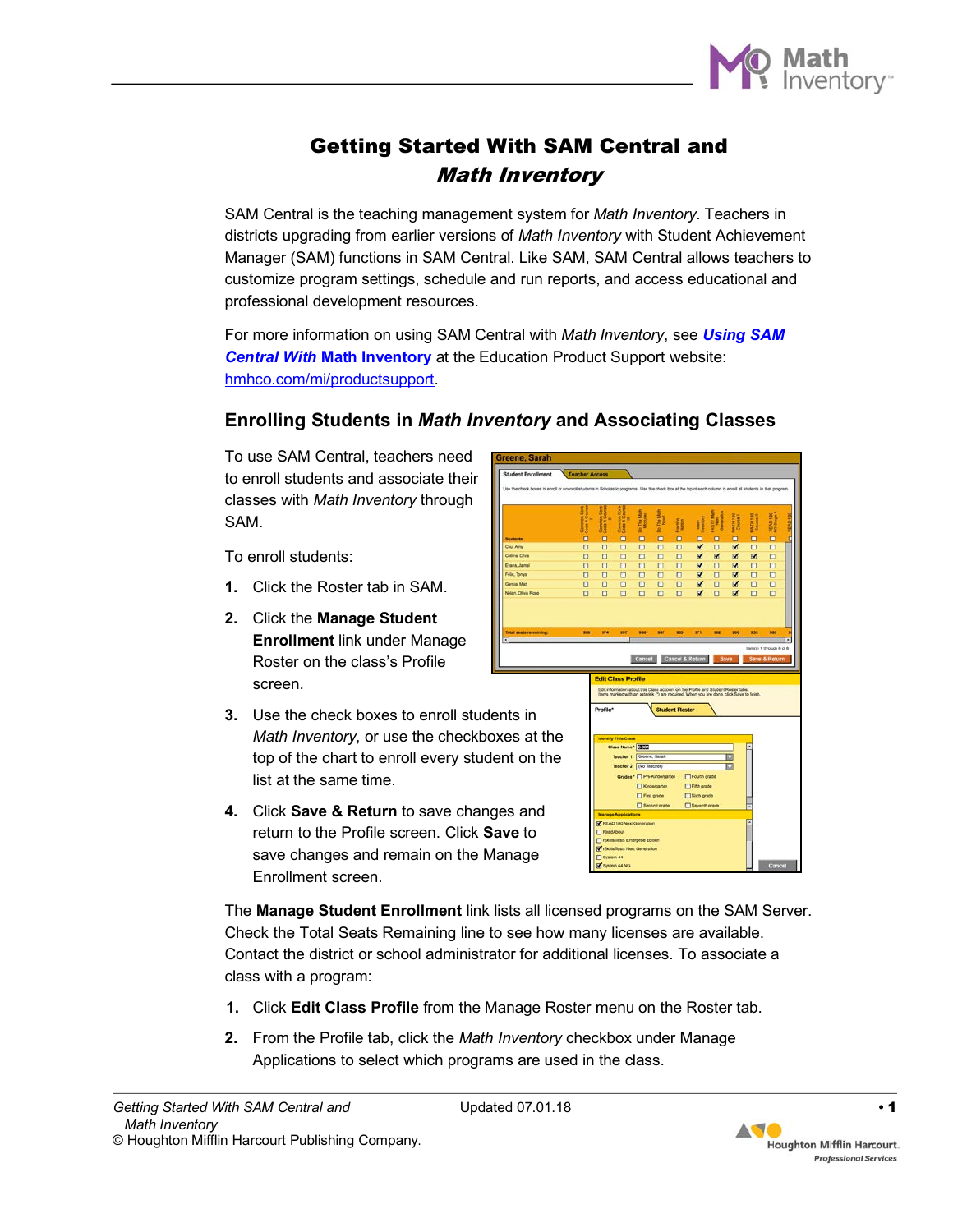# Getting Started With SAM Central and *Math Inventory*

SAM Central is the teaching management system for *Math Inventory*. Teachers in districts upgrading from earlier versions of *Math Inventory* with Student Achievement Manager (SAM) functions in SAM Central. Like SAM, SAM Central allows teachers to customize program settings, schedule and run reports, and access educational and professional development resources.

For more information on using SAM Central with *Math Inventory*, see ***Using SAM Central With* Math Inventory** at the Education Product Support website: hmhco.com/mi/productsupport.

## Enrolling Students in *Math Inventory* and Associating Classes

To use SAM Central, teachers need to enroll students and associate their classes with *Math Inventory* through SAM.

To enroll students:

1. Click the Roster tab in SAM.
2. Click the **Manage Student Enrollment** link under Manage Roster on the class's Profile screen.
3. Use the check boxes to enroll students in *Math Inventory*, or use the checkboxes at the top of the chart to enroll every student on the list at the same time.
4. Click **Save & Return** to save changes and return to the Profile screen. Click **Save** to save changes and remain on the Manage Enrollment screen.

The **Manage Student Enrollment** link lists all licensed programs on the SAM Server. Check the Total Seats Remaining line to see how many licenses are available. Contact the district or school administrator for additional licenses. To associate a class with a program:

1. Click **Edit Class Profile** from the Manage Roster menu on the Roster tab.
2. From the Profile tab, click the *Math Inventory* checkbox under Manage Applications to select which programs are used in the class.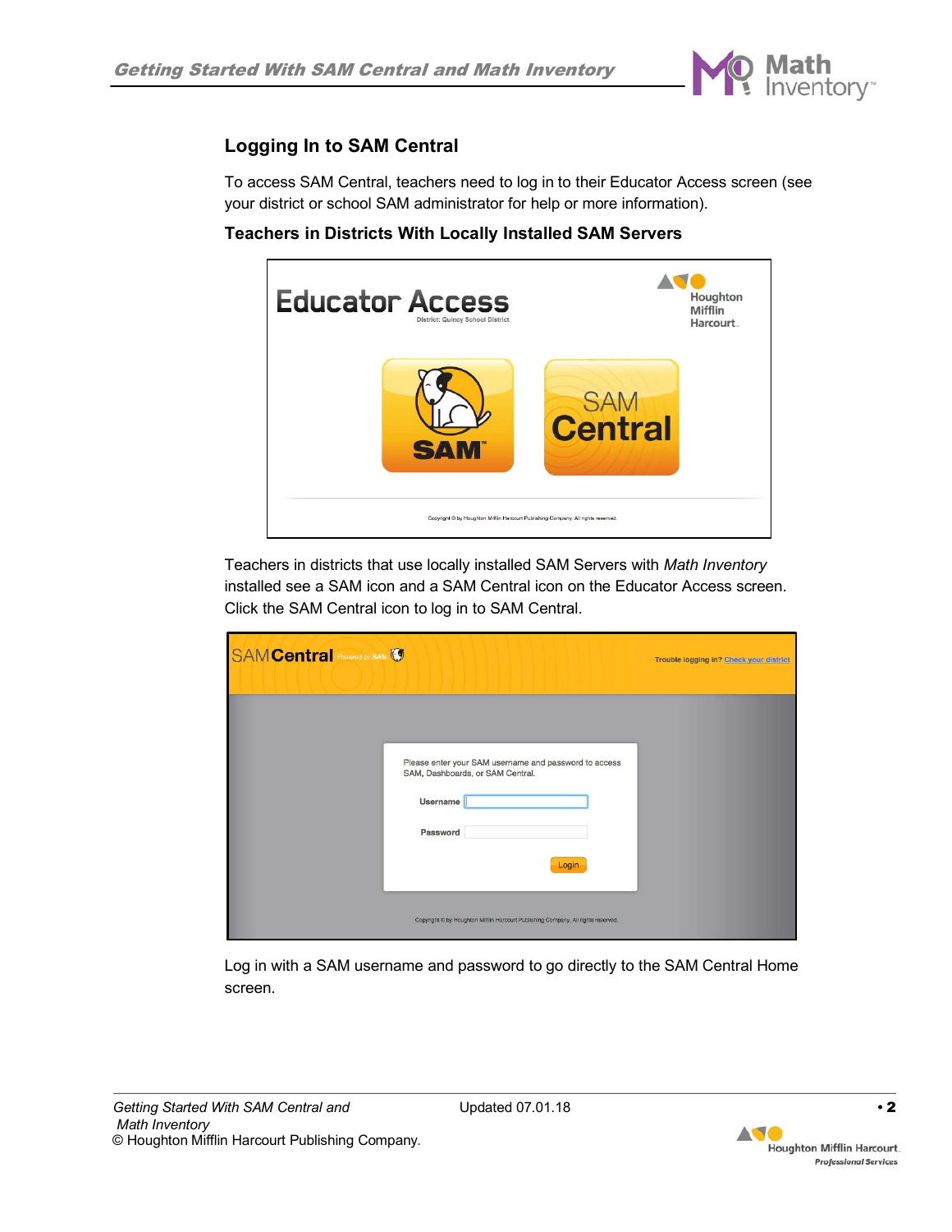## Logging In to SAM Central

To access SAM Central, teachers need to log in to their Educator Access screen (see your district or school SAM administrator for help or more information).

### Teachers in Districts With Locally Installed SAM Servers

Teachers in districts that use locally installed SAM Servers with *Math Inventory* installed see a SAM icon and a SAM Central icon on the Educator Access screen. Click the SAM Central icon to log in to SAM Central.

Log in with a SAM username and password to go directly to the SAM Central Home screen.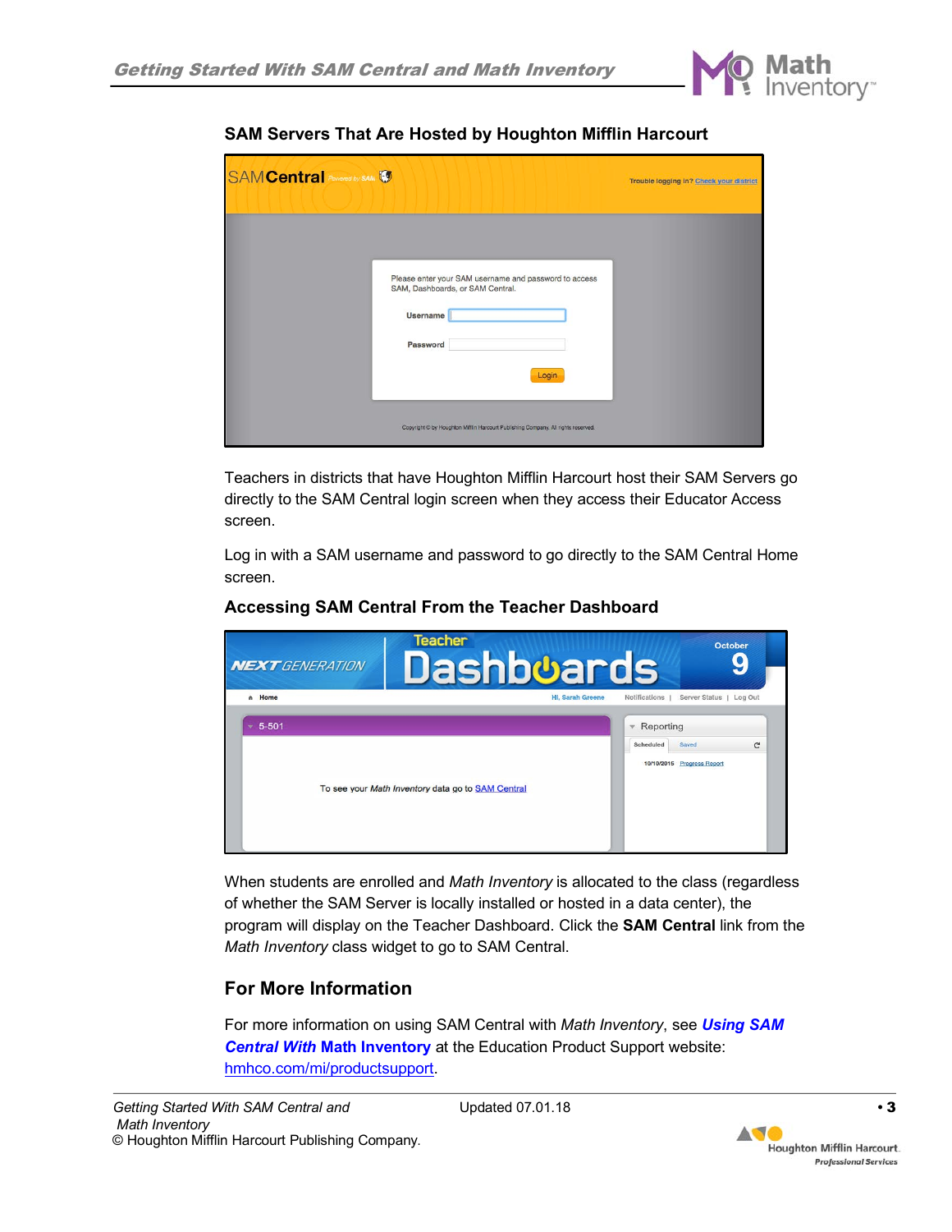### SAM Servers That Are Hosted by Houghton Mifflin Harcourt

Teachers in districts that have Houghton Mifflin Harcourt host their SAM Servers go directly to the SAM Central login screen when they access their Educator Access screen.

Log in with a SAM username and password to go directly to the SAM Central Home screen.

### Accessing SAM Central From the Teacher Dashboard

When students are enrolled and *Math Inventory* is allocated to the class (regardless of whether the SAM Server is locally installed or hosted in a data center), the program will display on the Teacher Dashboard. Click the **SAM Central** link from the *Math Inventory* class widget to go to SAM Central.

## For More Information

For more information on using SAM Central with *Math Inventory*, see ***Using SAM Central With* Math Inventory** at the Education Product Support website: hmhco.com/mi/productsupport.